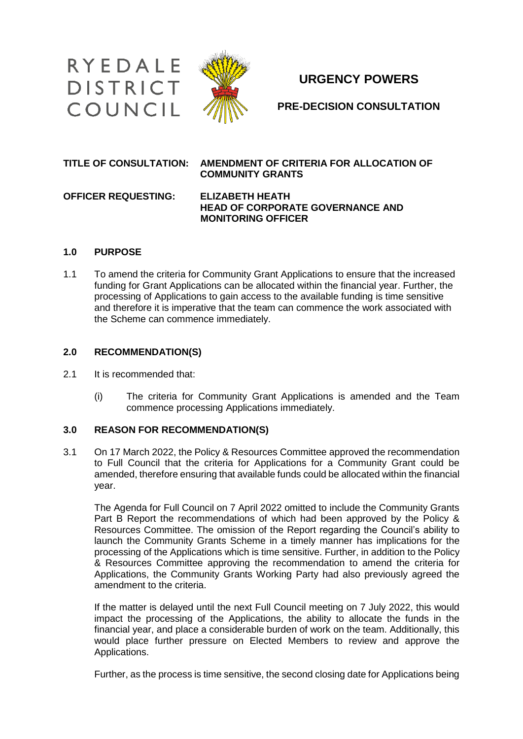RYEDALE DISTRICT COUNCIL

# URGENCY POWERS

## PRE-DECISION CONSULTATION

**TITLE OF CONSULTATION:** **AMENDMENT OF CRITERIA FOR ALLOCATION OF COMMUNITY GRANTS**

**OFFICER REQUESTING:** **ELIZABETH HEATH**
**HEAD OF CORPORATE GOVERNANCE AND MONITORING OFFICER**

### 1.0 PURPOSE

1.1 To amend the criteria for Community Grant Applications to ensure that the increased funding for Grant Applications can be allocated within the financial year. Further, the processing of Applications to gain access to the available funding is time sensitive and therefore it is imperative that the team can commence the work associated with the Scheme can commence immediately.

### 2.0 RECOMMENDATION(S)

2.1 It is recommended that:

(i) The criteria for Community Grant Applications is amended and the Team commence processing Applications immediately.

### 3.0 REASON FOR RECOMMENDATION(S)

3.1 On 17 March 2022, the Policy & Resources Committee approved the recommendation to Full Council that the criteria for Applications for a Community Grant could be amended, therefore ensuring that available funds could be allocated within the financial year.

The Agenda for Full Council on 7 April 2022 omitted to include the Community Grants Part B Report the recommendations of which had been approved by the Policy & Resources Committee. The omission of the Report regarding the Council's ability to launch the Community Grants Scheme in a timely manner has implications for the processing of the Applications which is time sensitive. Further, in addition to the Policy & Resources Committee approving the recommendation to amend the criteria for Applications, the Community Grants Working Party had also previously agreed the amendment to the criteria.

If the matter is delayed until the next Full Council meeting on 7 July 2022, this would impact the processing of the Applications, the ability to allocate the funds in the financial year, and place a considerable burden of work on the team. Additionally, this would place further pressure on Elected Members to review and approve the Applications.

Further, as the process is time sensitive, the second closing date for Applications being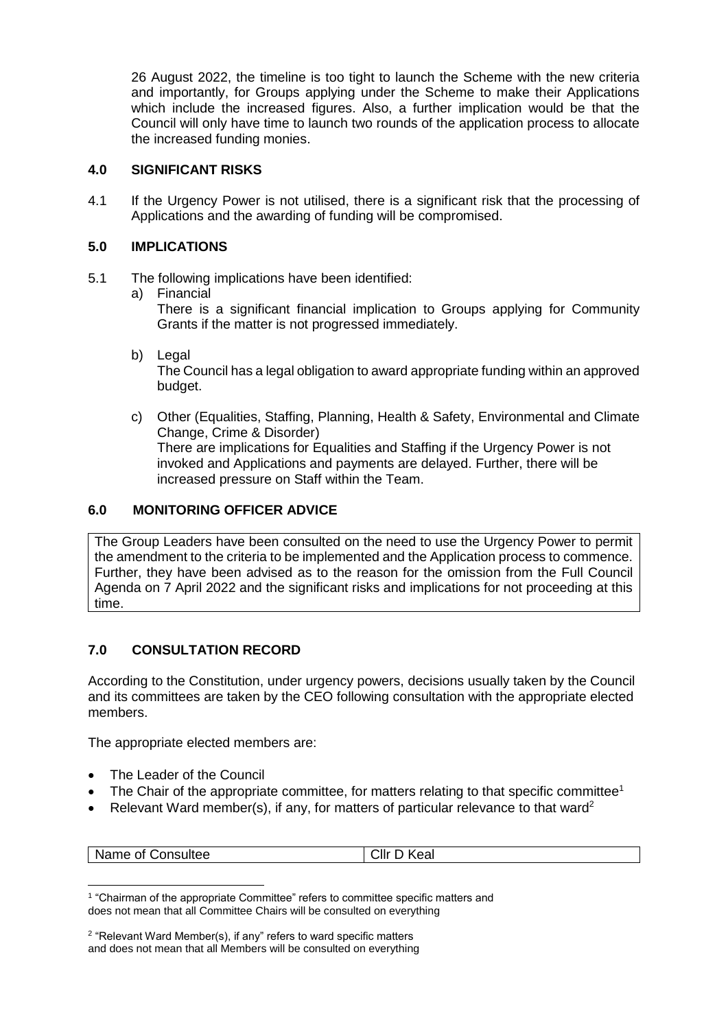26 August 2022, the timeline is too tight to launch the Scheme with the new criteria and importantly, for Groups applying under the Scheme to make their Applications which include the increased figures. Also, a further implication would be that the Council will only have time to launch two rounds of the application process to allocate the increased funding monies.

## 4.0 SIGNIFICANT RISKS

4.1 If the Urgency Power is not utilised, there is a significant risk that the processing of Applications and the awarding of funding will be compromised.

## 5.0 IMPLICATIONS

5.1 The following implications have been identified:

a) Financial
   There is a significant financial implication to Groups applying for Community Grants if the matter is not progressed immediately.

b) Legal
   The Council has a legal obligation to award appropriate funding within an approved budget.

c) Other (Equalities, Staffing, Planning, Health & Safety, Environmental and Climate Change, Crime & Disorder)
   There are implications for Equalities and Staffing if the Urgency Power is not invoked and Applications and payments are delayed. Further, there will be increased pressure on Staff within the Team.

## 6.0 MONITORING OFFICER ADVICE

The Group Leaders have been consulted on the need to use the Urgency Power to permit the amendment to the criteria to be implemented and the Application process to commence. Further, they have been advised as to the reason for the omission from the Full Council Agenda on 7 April 2022 and the significant risks and implications for not proceeding at this time.

## 7.0 CONSULTATION RECORD

According to the Constitution, under urgency powers, decisions usually taken by the Council and its committees are taken by the CEO following consultation with the appropriate elected members.

The appropriate elected members are:

- The Leader of the Council
- The Chair of the appropriate committee, for matters relating to that specific committee[1]
- Relevant Ward member(s), if any, for matters of particular relevance to that ward[2]

| | |
|---|---|
| Name of Consultee | Cllr D Keal |

[1] "Chairman of the appropriate Committee" refers to committee specific matters and does not mean that all Committee Chairs will be consulted on everything

[2] "Relevant Ward Member(s), if any" refers to ward specific matters and does not mean that all Members will be consulted on everything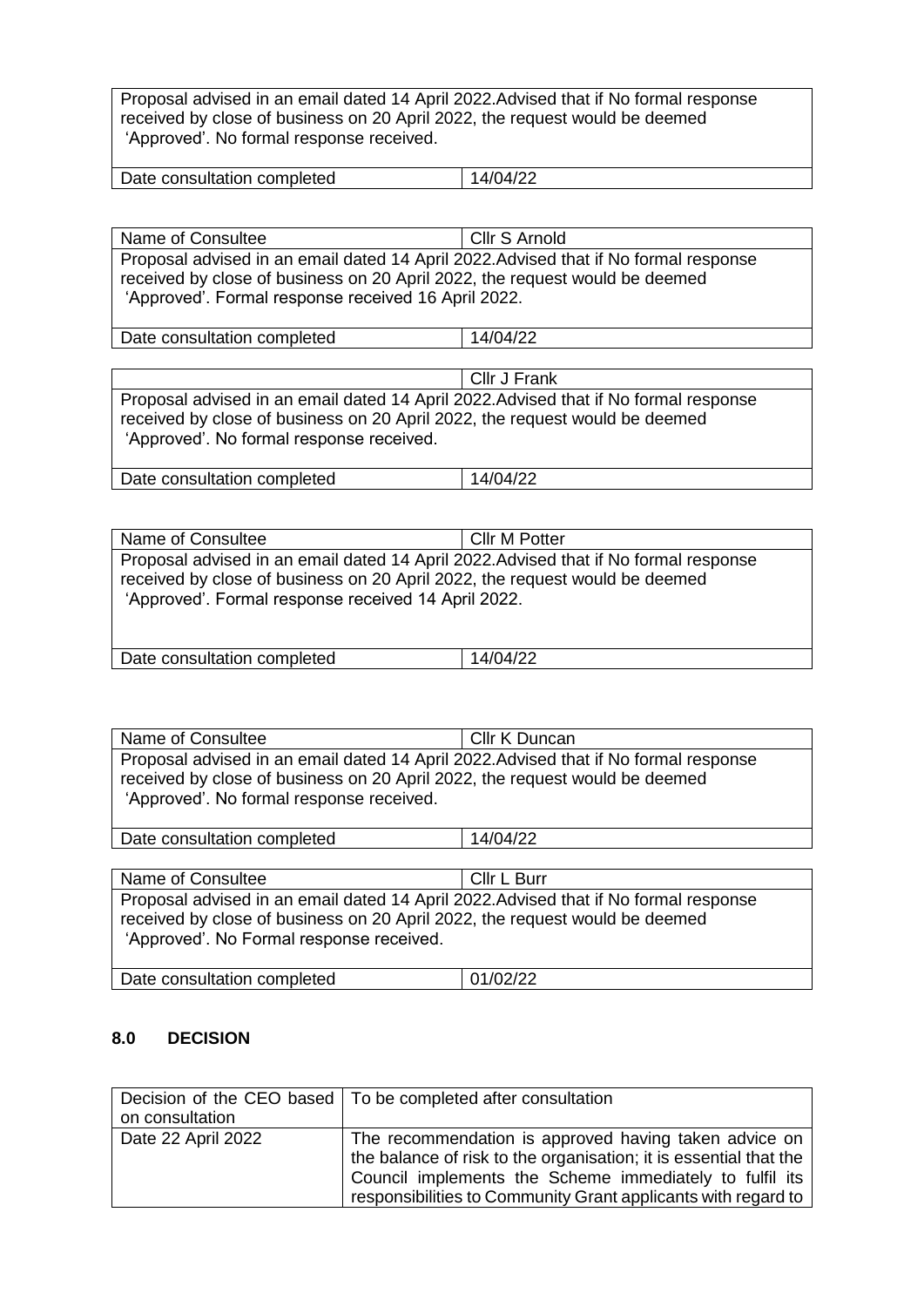| | |
|---|---|
| Proposal advised in an email dated 14 April 2022.Advised that if No formal response received by close of business on 20 April 2022, the request would be deemed 'Approved'. No formal response received. | |
| Date consultation completed | 14/04/22 |

| Name of Consultee | Cllr S Arnold |
|---|---|
| Proposal advised in an email dated 14 April 2022.Advised that if No formal response received by close of business on 20 April 2022, the request would be deemed 'Approved'. Formal response received 16 April 2022. | |
| Date consultation completed | 14/04/22 |

| | Cllr J Frank |
|---|---|
| Proposal advised in an email dated 14 April 2022.Advised that if No formal response received by close of business on 20 April 2022, the request would be deemed 'Approved'. No formal response received. | |
| Date consultation completed | 14/04/22 |

| Name of Consultee | Cllr M Potter |
|---|---|
| Proposal advised in an email dated 14 April 2022.Advised that if No formal response received by close of business on 20 April 2022, the request would be deemed 'Approved'. Formal response received 14 April 2022. | |
| Date consultation completed | 14/04/22 |

| Name of Consultee | Cllr K Duncan |
|---|---|
| Proposal advised in an email dated 14 April 2022.Advised that if No formal response received by close of business on 20 April 2022, the request would be deemed 'Approved'. No formal response received. | |
| Date consultation completed | 14/04/22 |

| Name of Consultee | Cllr L Burr |
|---|---|
| Proposal advised in an email dated 14 April 2022.Advised that if No formal response received by close of business on 20 April 2022, the request would be deemed 'Approved'. No Formal response received. | |
| Date consultation completed | 01/02/22 |

## 8.0 DECISION

| Decision of the CEO based on consultation | To be completed after consultation |
|---|---|
| Date 22 April 2022 | The recommendation is approved having taken advice on the balance of risk to the organisation; it is essential that the Council implements the Scheme immediately to fulfil its responsibilities to Community Grant applicants with regard to |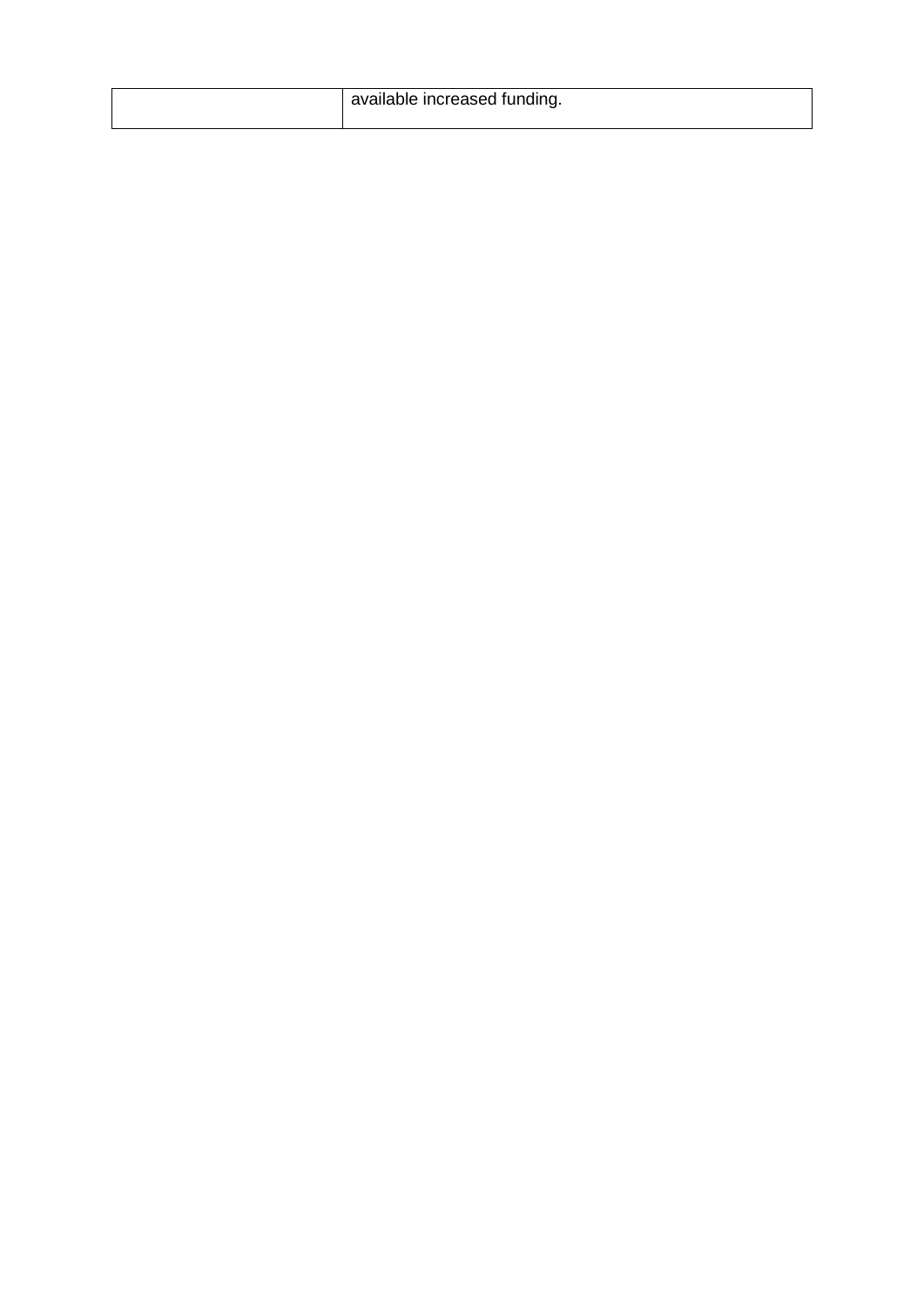| | |
|---|---|
| | available increased funding. |